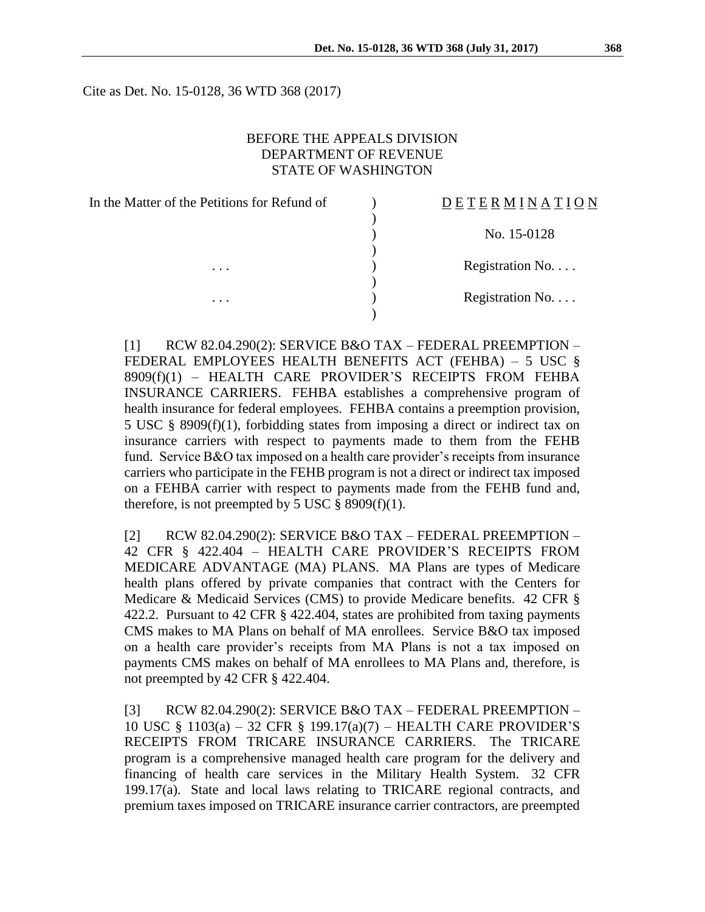Cite as Det. No. 15-0128, 36 WTD 368 (2017)

BEFORE THE APPEALS DIVISION
DEPARTMENT OF REVENUE
STATE OF WASHINGTON

| | | |
|---|---|---|
| In the Matter of the Petitions for Refund of | ) | D E T E R M I N A T I O N |
| | ) | |
| | ) | No. 15-0128 |
| | ) | |
| . . . | ) | Registration No. . . . |
| | ) | |
| . . . | ) | Registration No. . . . |
| | ) | |

[1] RCW 82.04.290(2): SERVICE B&O TAX – FEDERAL PREEMPTION – FEDERAL EMPLOYEES HEALTH BENEFITS ACT (FEHBA) – 5 USC § 8909(f)(1) – HEALTH CARE PROVIDER'S RECEIPTS FROM FEHBA INSURANCE CARRIERS. FEHBA establishes a comprehensive program of health insurance for federal employees. FEHBA contains a preemption provision, 5 USC § 8909(f)(1), forbidding states from imposing a direct or indirect tax on insurance carriers with respect to payments made to them from the FEHB fund. Service B&O tax imposed on a health care provider's receipts from insurance carriers who participate in the FEHB program is not a direct or indirect tax imposed on a FEHBA carrier with respect to payments made from the FEHB fund and, therefore, is not preempted by 5 USC § 8909(f)(1).

[2] RCW 82.04.290(2): SERVICE B&O TAX – FEDERAL PREEMPTION – 42 CFR § 422.404 – HEALTH CARE PROVIDER'S RECEIPTS FROM MEDICARE ADVANTAGE (MA) PLANS. MA Plans are types of Medicare health plans offered by private companies that contract with the Centers for Medicare & Medicaid Services (CMS) to provide Medicare benefits. 42 CFR § 422.2. Pursuant to 42 CFR § 422.404, states are prohibited from taxing payments CMS makes to MA Plans on behalf of MA enrollees. Service B&O tax imposed on a health care provider's receipts from MA Plans is not a tax imposed on payments CMS makes on behalf of MA enrollees to MA Plans and, therefore, is not preempted by 42 CFR § 422.404.

[3] RCW 82.04.290(2): SERVICE B&O TAX – FEDERAL PREEMPTION – 10 USC § 1103(a) – 32 CFR § 199.17(a)(7) – HEALTH CARE PROVIDER'S RECEIPTS FROM TRICARE INSURANCE CARRIERS. The TRICARE program is a comprehensive managed health care program for the delivery and financing of health care services in the Military Health System. 32 CFR 199.17(a). State and local laws relating to TRICARE regional contracts, and premium taxes imposed on TRICARE insurance carrier contractors, are preempted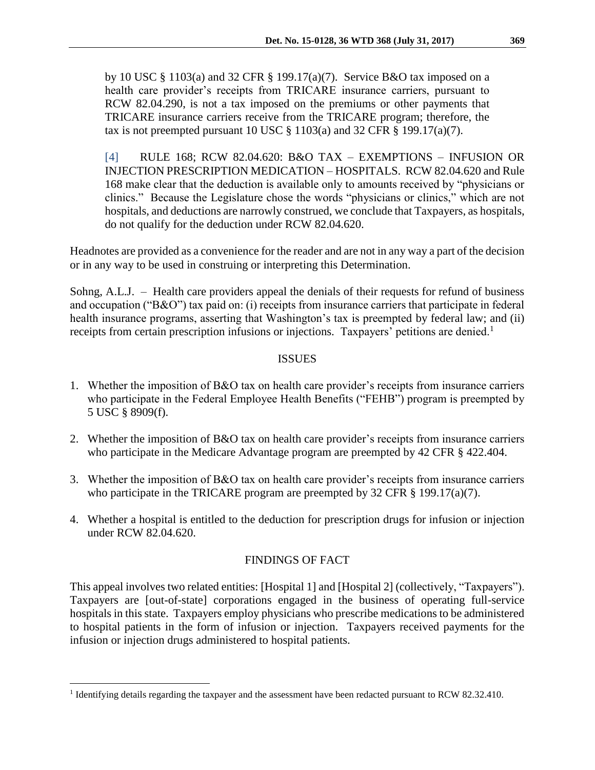by 10 USC § 1103(a) and 32 CFR § 199.17(a)(7). Service B&O tax imposed on a health care provider's receipts from TRICARE insurance carriers, pursuant to RCW 82.04.290, is not a tax imposed on the premiums or other payments that TRICARE insurance carriers receive from the TRICARE program; therefore, the tax is not preempted pursuant 10 USC § 1103(a) and 32 CFR § 199.17(a)(7).

[4] RULE 168; RCW 82.04.620: B&O TAX – EXEMPTIONS – INFUSION OR INJECTION PRESCRIPTION MEDICATION – HOSPITALS. RCW 82.04.620 and Rule 168 make clear that the deduction is available only to amounts received by "physicians or clinics." Because the Legislature chose the words "physicians or clinics," which are not hospitals, and deductions are narrowly construed, we conclude that Taxpayers, as hospitals, do not qualify for the deduction under RCW 82.04.620.

Headnotes are provided as a convenience for the reader and are not in any way a part of the decision or in any way to be used in construing or interpreting this Determination.

Sohng, A.L.J. – Health care providers appeal the denials of their requests for refund of business and occupation ("B&O") tax paid on: (i) receipts from insurance carriers that participate in federal health insurance programs, asserting that Washington's tax is preempted by federal law; and (ii) receipts from certain prescription infusions or injections. Taxpayers' petitions are denied.[1]

## ISSUES

1. Whether the imposition of B&O tax on health care provider's receipts from insurance carriers who participate in the Federal Employee Health Benefits ("FEHB") program is preempted by 5 USC § 8909(f).
2. Whether the imposition of B&O tax on health care provider's receipts from insurance carriers who participate in the Medicare Advantage program are preempted by 42 CFR § 422.404.
3. Whether the imposition of B&O tax on health care provider's receipts from insurance carriers who participate in the TRICARE program are preempted by 32 CFR § 199.17(a)(7).
4. Whether a hospital is entitled to the deduction for prescription drugs for infusion or injection under RCW 82.04.620.

## FINDINGS OF FACT

This appeal involves two related entities: [Hospital 1] and [Hospital 2] (collectively, "Taxpayers"). Taxpayers are [out-of-state] corporations engaged in the business of operating full-service hospitals in this state. Taxpayers employ physicians who prescribe medications to be administered to hospital patients in the form of infusion or injection. Taxpayers received payments for the infusion or injection drugs administered to hospital patients.

---

[1] Identifying details regarding the taxpayer and the assessment have been redacted pursuant to RCW 82.32.410.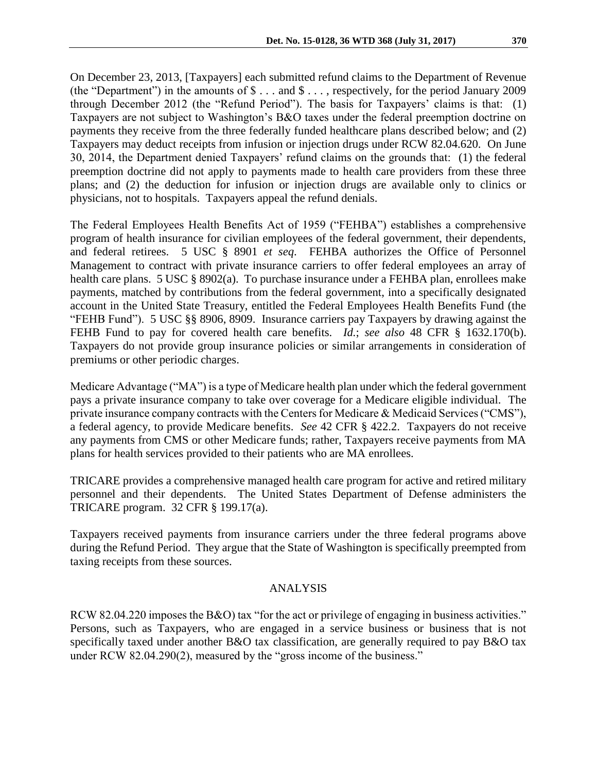On December 23, 2013, [Taxpayers] each submitted refund claims to the Department of Revenue (the "Department") in the amounts of $ . . . and $ . . . , respectively, for the period January 2009 through December 2012 (the "Refund Period"). The basis for Taxpayers' claims is that: (1) Taxpayers are not subject to Washington's B&O taxes under the federal preemption doctrine on payments they receive from the three federally funded healthcare plans described below; and (2) Taxpayers may deduct receipts from infusion or injection drugs under RCW 82.04.620. On June 30, 2014, the Department denied Taxpayers' refund claims on the grounds that: (1) the federal preemption doctrine did not apply to payments made to health care providers from these three plans; and (2) the deduction for infusion or injection drugs are available only to clinics or physicians, not to hospitals. Taxpayers appeal the refund denials.

The Federal Employees Health Benefits Act of 1959 ("FEHBA") establishes a comprehensive program of health insurance for civilian employees of the federal government, their dependents, and federal retirees. 5 USC § 8901 *et seq*. FEHBA authorizes the Office of Personnel Management to contract with private insurance carriers to offer federal employees an array of health care plans. 5 USC § 8902(a). To purchase insurance under a FEHBA plan, enrollees make payments, matched by contributions from the federal government, into a specifically designated account in the United State Treasury, entitled the Federal Employees Health Benefits Fund (the "FEHB Fund"). 5 USC §§ 8906, 8909. Insurance carriers pay Taxpayers by drawing against the FEHB Fund to pay for covered health care benefits. *Id.*; *see also* 48 CFR § 1632.170(b). Taxpayers do not provide group insurance policies or similar arrangements in consideration of premiums or other periodic charges.

Medicare Advantage ("MA") is a type of Medicare health plan under which the federal government pays a private insurance company to take over coverage for a Medicare eligible individual. The private insurance company contracts with the Centers for Medicare & Medicaid Services ("CMS"), a federal agency, to provide Medicare benefits. *See* 42 CFR § 422.2. Taxpayers do not receive any payments from CMS or other Medicare funds; rather, Taxpayers receive payments from MA plans for health services provided to their patients who are MA enrollees.

TRICARE provides a comprehensive managed health care program for active and retired military personnel and their dependents. The United States Department of Defense administers the TRICARE program. 32 CFR § 199.17(a).

Taxpayers received payments from insurance carriers under the three federal programs above during the Refund Period. They argue that the State of Washington is specifically preempted from taxing receipts from these sources.

## ANALYSIS

RCW 82.04.220 imposes the B&O) tax "for the act or privilege of engaging in business activities." Persons, such as Taxpayers, who are engaged in a service business or business that is not specifically taxed under another B&O tax classification, are generally required to pay B&O tax under RCW 82.04.290(2), measured by the "gross income of the business."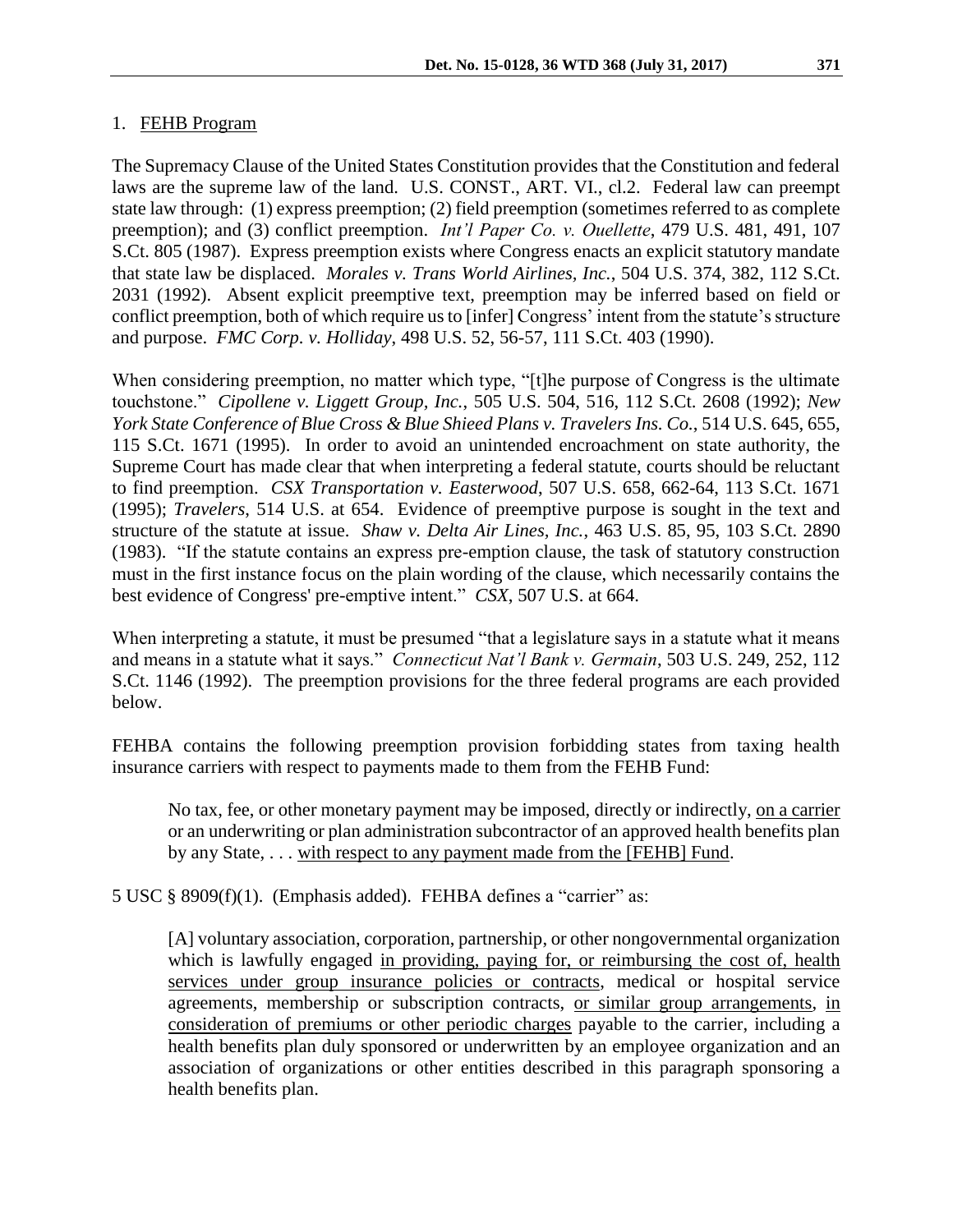1. <u>FEHB Program</u>

The Supremacy Clause of the United States Constitution provides that the Constitution and federal laws are the supreme law of the land. U.S. CONST., ART. VI., cl.2. Federal law can preempt state law through: (1) express preemption; (2) field preemption (sometimes referred to as complete preemption); and (3) conflict preemption. *Int'l Paper Co. v. Ouellette*, 479 U.S. 481, 491, 107 S.Ct. 805 (1987). Express preemption exists where Congress enacts an explicit statutory mandate that state law be displaced. *Morales v. Trans World Airlines, Inc.*, 504 U.S. 374, 382, 112 S.Ct. 2031 (1992). Absent explicit preemptive text, preemption may be inferred based on field or conflict preemption, both of which require us to [infer] Congress' intent from the statute's structure and purpose. *FMC Corp. v. Holliday*, 498 U.S. 52, 56-57, 111 S.Ct. 403 (1990).

When considering preemption, no matter which type, "[t]he purpose of Congress is the ultimate touchstone." *Cipollene v. Liggett Group, Inc.*, 505 U.S. 504, 516, 112 S.Ct. 2608 (1992); *New York State Conference of Blue Cross & Blue Shieed Plans v. Travelers Ins. Co.*, 514 U.S. 645, 655, 115 S.Ct. 1671 (1995). In order to avoid an unintended encroachment on state authority, the Supreme Court has made clear that when interpreting a federal statute, courts should be reluctant to find preemption. *CSX Transportation v. Easterwood*, 507 U.S. 658, 662-64, 113 S.Ct. 1671 (1995); *Travelers*, 514 U.S. at 654. Evidence of preemptive purpose is sought in the text and structure of the statute at issue. *Shaw v. Delta Air Lines, Inc.*, 463 U.S. 85, 95, 103 S.Ct. 2890 (1983). "If the statute contains an express pre-emption clause, the task of statutory construction must in the first instance focus on the plain wording of the clause, which necessarily contains the best evidence of Congress' pre-emptive intent." *CSX*, 507 U.S. at 664.

When interpreting a statute, it must be presumed "that a legislature says in a statute what it means and means in a statute what it says." *Connecticut Nat'l Bank v. Germain*, 503 U.S. 249, 252, 112 S.Ct. 1146 (1992). The preemption provisions for the three federal programs are each provided below.

FEHBA contains the following preemption provision forbidding states from taxing health insurance carriers with respect to payments made to them from the FEHB Fund:

> No tax, fee, or other monetary payment may be imposed, directly or indirectly, <u>on a carrier</u> or an underwriting or plan administration subcontractor of an approved health benefits plan by any State, . . . <u>with respect to any payment made from the [FEHB] Fund</u>.

5 USC § 8909(f)(1). (Emphasis added). FEHBA defines a "carrier" as:

> [A] voluntary association, corporation, partnership, or other nongovernmental organization which is lawfully engaged <u>in providing, paying for, or reimbursing the cost of, health services under group insurance policies or contracts</u>, medical or hospital service agreements, membership or subscription contracts, <u>or similar group arrangements</u>, <u>in consideration of premiums or other periodic charges</u> payable to the carrier, including a health benefits plan duly sponsored or underwritten by an employee organization and an association of organizations or other entities described in this paragraph sponsoring a health benefits plan.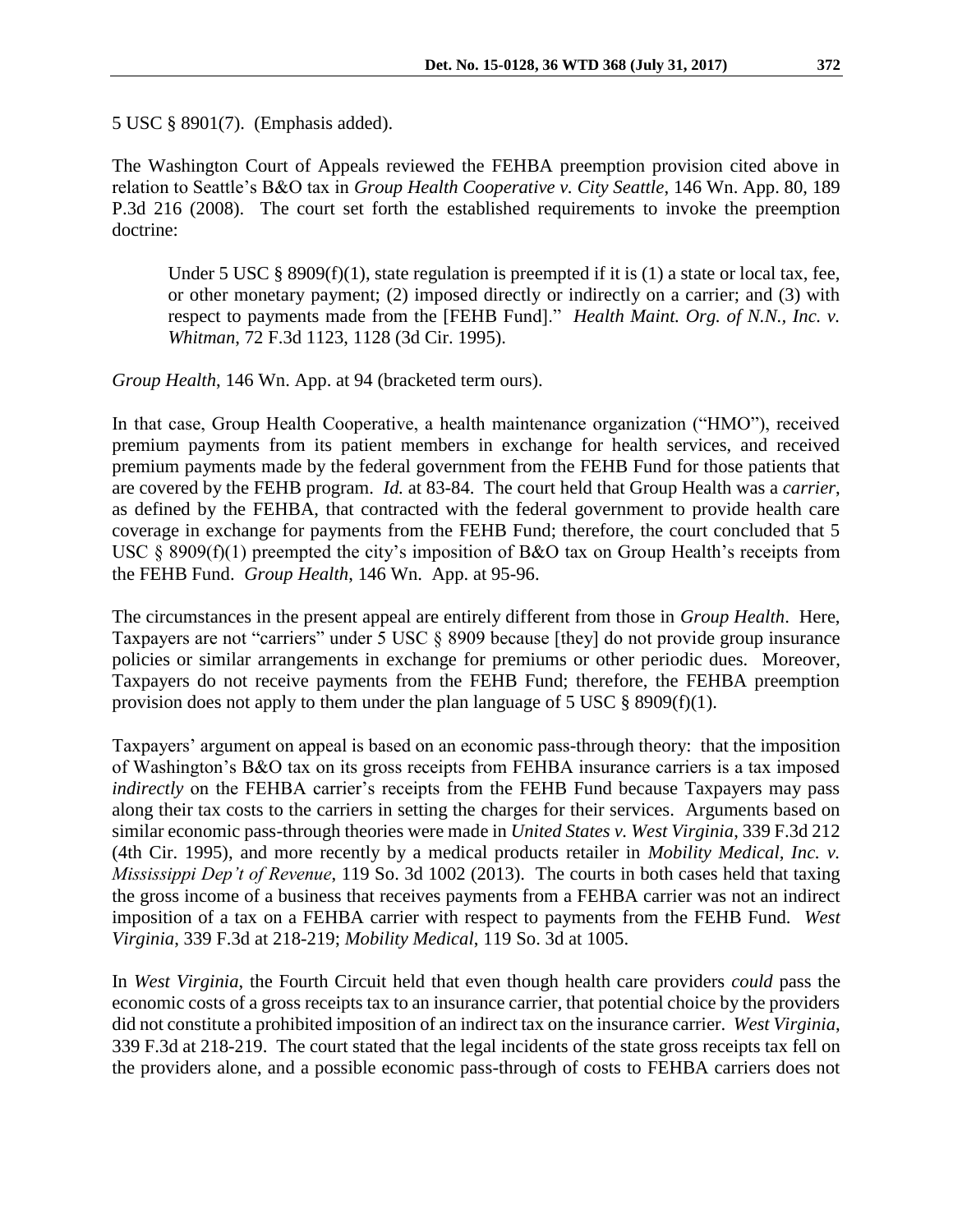5 USC § 8901(7). (Emphasis added).

The Washington Court of Appeals reviewed the FEHBA preemption provision cited above in relation to Seattle's B&O tax in *Group Health Cooperative v. City Seattle*, 146 Wn. App. 80, 189 P.3d 216 (2008). The court set forth the established requirements to invoke the preemption doctrine:

> Under 5 USC § 8909(f)(1), state regulation is preempted if it is (1) a state or local tax, fee, or other monetary payment; (2) imposed directly or indirectly on a carrier; and (3) with respect to payments made from the [FEHB Fund]." *Health Maint. Org. of N.N., Inc. v. Whitman*, 72 F.3d 1123, 1128 (3d Cir. 1995).

*Group Health*, 146 Wn. App. at 94 (bracketed term ours).

In that case, Group Health Cooperative, a health maintenance organization ("HMO"), received premium payments from its patient members in exchange for health services, and received premium payments made by the federal government from the FEHB Fund for those patients that are covered by the FEHB program. *Id.* at 83-84. The court held that Group Health was a *carrier*, as defined by the FEHBA, that contracted with the federal government to provide health care coverage in exchange for payments from the FEHB Fund; therefore, the court concluded that 5 USC § 8909(f)(1) preempted the city's imposition of B&O tax on Group Health's receipts from the FEHB Fund. *Group Health*, 146 Wn. App. at 95-96.

The circumstances in the present appeal are entirely different from those in *Group Health*. Here, Taxpayers are not "carriers" under 5 USC § 8909 because [they] do not provide group insurance policies or similar arrangements in exchange for premiums or other periodic dues. Moreover, Taxpayers do not receive payments from the FEHB Fund; therefore, the FEHBA preemption provision does not apply to them under the plan language of 5 USC § 8909(f)(1).

Taxpayers' argument on appeal is based on an economic pass-through theory: that the imposition of Washington's B&O tax on its gross receipts from FEHBA insurance carriers is a tax imposed *indirectly* on the FEHBA carrier's receipts from the FEHB Fund because Taxpayers may pass along their tax costs to the carriers in setting the charges for their services. Arguments based on similar economic pass-through theories were made in *United States v. West Virginia*, 339 F.3d 212 (4th Cir. 1995), and more recently by a medical products retailer in *Mobility Medical, Inc. v. Mississippi Dep't of Revenue*, 119 So. 3d 1002 (2013). The courts in both cases held that taxing the gross income of a business that receives payments from a FEHBA carrier was not an indirect imposition of a tax on a FEHBA carrier with respect to payments from the FEHB Fund. *West Virginia*, 339 F.3d at 218-219; *Mobility Medical*, 119 So. 3d at 1005.

In *West Virginia*, the Fourth Circuit held that even though health care providers *could* pass the economic costs of a gross receipts tax to an insurance carrier, that potential choice by the providers did not constitute a prohibited imposition of an indirect tax on the insurance carrier. *West Virginia*, 339 F.3d at 218-219. The court stated that the legal incidents of the state gross receipts tax fell on the providers alone, and a possible economic pass-through of costs to FEHBA carriers does not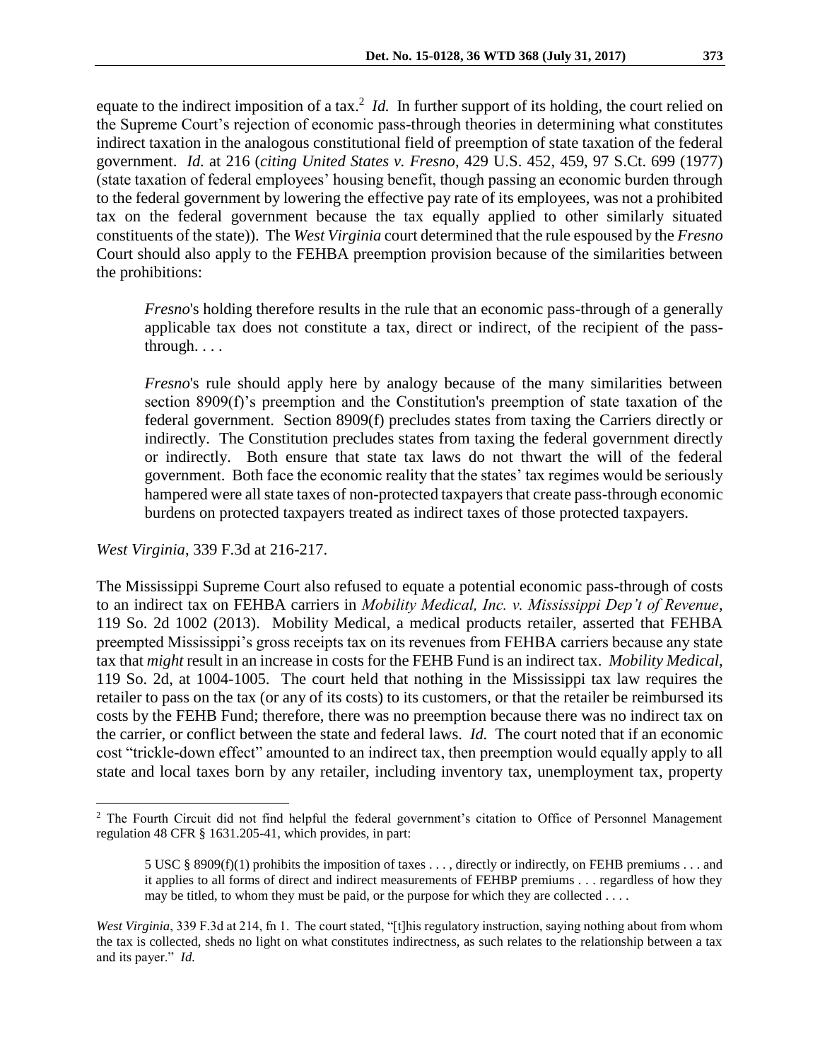equate to the indirect imposition of a tax.[2] *Id.* In further support of its holding, the court relied on the Supreme Court's rejection of economic pass-through theories in determining what constitutes indirect taxation in the analogous constitutional field of preemption of state taxation of the federal government. *Id.* at 216 (*citing United States v. Fresno*, 429 U.S. 452, 459, 97 S.Ct. 699 (1977) (state taxation of federal employees' housing benefit, though passing an economic burden through to the federal government by lowering the effective pay rate of its employees, was not a prohibited tax on the federal government because the tax equally applied to other similarly situated constituents of the state)). The *West Virginia* court determined that the rule espoused by the *Fresno* Court should also apply to the FEHBA preemption provision because of the similarities between the prohibitions:

> *Fresno*'s holding therefore results in the rule that an economic pass-through of a generally applicable tax does not constitute a tax, direct or indirect, of the recipient of the pass-through. . . .
>
> *Fresno*'s rule should apply here by analogy because of the many similarities between section 8909(f)'s preemption and the Constitution's preemption of state taxation of the federal government. Section 8909(f) precludes states from taxing the Carriers directly or indirectly. The Constitution precludes states from taxing the federal government directly or indirectly. Both ensure that state tax laws do not thwart the will of the federal government. Both face the economic reality that the states' tax regimes would be seriously hampered were all state taxes of non-protected taxpayers that create pass-through economic burdens on protected taxpayers treated as indirect taxes of those protected taxpayers.

*West Virginia*, 339 F.3d at 216-217.

The Mississippi Supreme Court also refused to equate a potential economic pass-through of costs to an indirect tax on FEHBA carriers in *Mobility Medical, Inc. v. Mississippi Dep't of Revenue*, 119 So. 2d 1002 (2013). Mobility Medical, a medical products retailer, asserted that FEHBA preempted Mississippi's gross receipts tax on its revenues from FEHBA carriers because any state tax that *might* result in an increase in costs for the FEHB Fund is an indirect tax. *Mobility Medical*, 119 So. 2d, at 1004-1005. The court held that nothing in the Mississippi tax law requires the retailer to pass on the tax (or any of its costs) to its customers, or that the retailer be reimbursed its costs by the FEHB Fund; therefore, there was no preemption because there was no indirect tax on the carrier, or conflict between the state and federal laws. *Id.* The court noted that if an economic cost "trickle-down effect" amounted to an indirect tax, then preemption would equally apply to all state and local taxes born by any retailer, including inventory tax, unemployment tax, property

---

[2] The Fourth Circuit did not find helpful the federal government's citation to Office of Personnel Management regulation 48 CFR § 1631.205-41, which provides, in part:

> 5 USC § 8909(f)(1) prohibits the imposition of taxes . . . , directly or indirectly, on FEHB premiums . . . and it applies to all forms of direct and indirect measurements of FEHBP premiums . . . regardless of how they may be titled, to whom they must be paid, or the purpose for which they are collected . . . .

*West Virginia*, 339 F.3d at 214, fn 1. The court stated, "[t]his regulatory instruction, saying nothing about from whom the tax is collected, sheds no light on what constitutes indirectness, as such relates to the relationship between a tax and its payer." *Id.*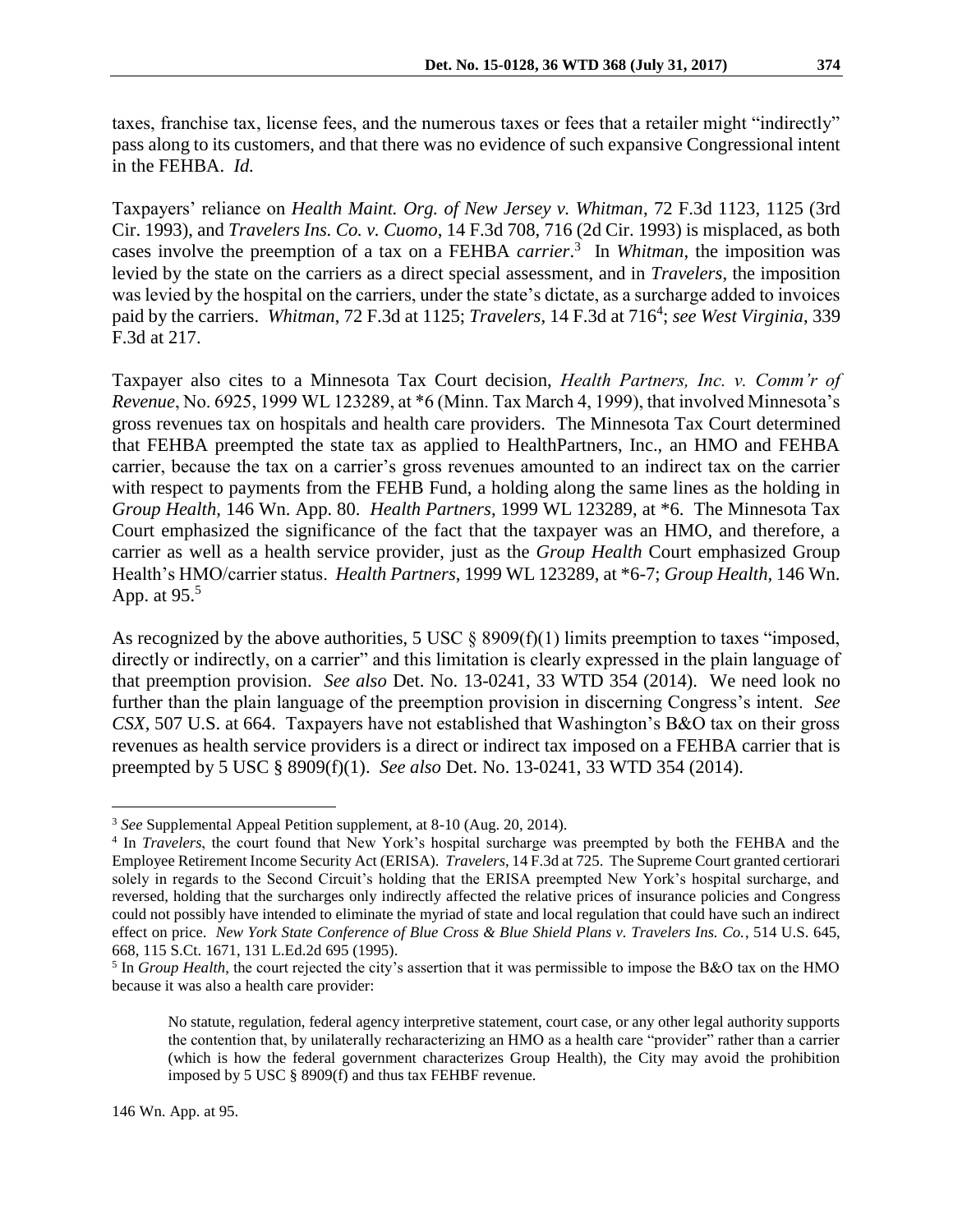taxes, franchise tax, license fees, and the numerous taxes or fees that a retailer might "indirectly" pass along to its customers, and that there was no evidence of such expansive Congressional intent in the FEHBA. *Id.*

Taxpayers' reliance on *Health Maint. Org. of New Jersey v. Whitman*, 72 F.3d 1123, 1125 (3rd Cir. 1993), and *Travelers Ins. Co. v. Cuomo*, 14 F.3d 708, 716 (2d Cir. 1993) is misplaced, as both cases involve the preemption of a tax on a FEHBA *carrier*.[3] In *Whitman*, the imposition was levied by the state on the carriers as a direct special assessment, and in *Travelers*, the imposition was levied by the hospital on the carriers, under the state's dictate, as a surcharge added to invoices paid by the carriers. *Whitman*, 72 F.3d at 1125; *Travelers*, 14 F.3d at 716[4]; *see West Virginia*, 339 F.3d at 217.

Taxpayer also cites to a Minnesota Tax Court decision, *Health Partners, Inc. v. Comm'r of Revenue*, No. 6925, 1999 WL 123289, at *6 (Minn. Tax March 4, 1999), that involved Minnesota's gross revenues tax on hospitals and health care providers. The Minnesota Tax Court determined that FEHBA preempted the state tax as applied to HealthPartners, Inc., an HMO and FEHBA carrier, because the tax on a carrier's gross revenues amounted to an indirect tax on the carrier with respect to payments from the FEHB Fund, a holding along the same lines as the holding in *Group Health*, 146 Wn. App. 80. *Health Partners*, 1999 WL 123289, at *6. The Minnesota Tax Court emphasized the significance of the fact that the taxpayer was an HMO, and therefore, a carrier as well as a health service provider, just as the *Group Health* Court emphasized Group Health's HMO/carrier status. *Health Partners*, 1999 WL 123289, at *6-7; *Group Health*, 146 Wn. App. at 95.[5]

As recognized by the above authorities, 5 USC § 8909(f)(1) limits preemption to taxes "imposed, directly or indirectly, on a carrier" and this limitation is clearly expressed in the plain language of that preemption provision. *See also* Det. No. 13-0241, 33 WTD 354 (2014). We need look no further than the plain language of the preemption provision in discerning Congress's intent. *See CSX*, 507 U.S. at 664. Taxpayers have not established that Washington's B&O tax on their gross revenues as health service providers is a direct or indirect tax imposed on a FEHBA carrier that is preempted by 5 USC § 8909(f)(1). *See also* Det. No. 13-0241, 33 WTD 354 (2014).

---

[3] *See* Supplemental Appeal Petition supplement, at 8-10 (Aug. 20, 2014).

[4] In *Travelers*, the court found that New York's hospital surcharge was preempted by both the FEHBA and the Employee Retirement Income Security Act (ERISA). *Travelers*, 14 F.3d at 725. The Supreme Court granted certiorari solely in regards to the Second Circuit's holding that the ERISA preempted New York's hospital surcharge, and reversed, holding that the surcharges only indirectly affected the relative prices of insurance policies and Congress could not possibly have intended to eliminate the myriad of state and local regulation that could have such an indirect effect on price. *New York State Conference of Blue Cross & Blue Shield Plans v. Travelers Ins. Co.*, 514 U.S. 645, 668, 115 S.Ct. 1671, 131 L.Ed.2d 695 (1995).

[5] In *Group Health*, the court rejected the city's assertion that it was permissible to impose the B&O tax on the HMO because it was also a health care provider:

> No statute, regulation, federal agency interpretive statement, court case, or any other legal authority supports the contention that, by unilaterally recharacterizing an HMO as a health care "provider" rather than a carrier (which is how the federal government characterizes Group Health), the City may avoid the prohibition imposed by 5 USC § 8909(f) and thus tax FEHBF revenue.

146 Wn. App. at 95.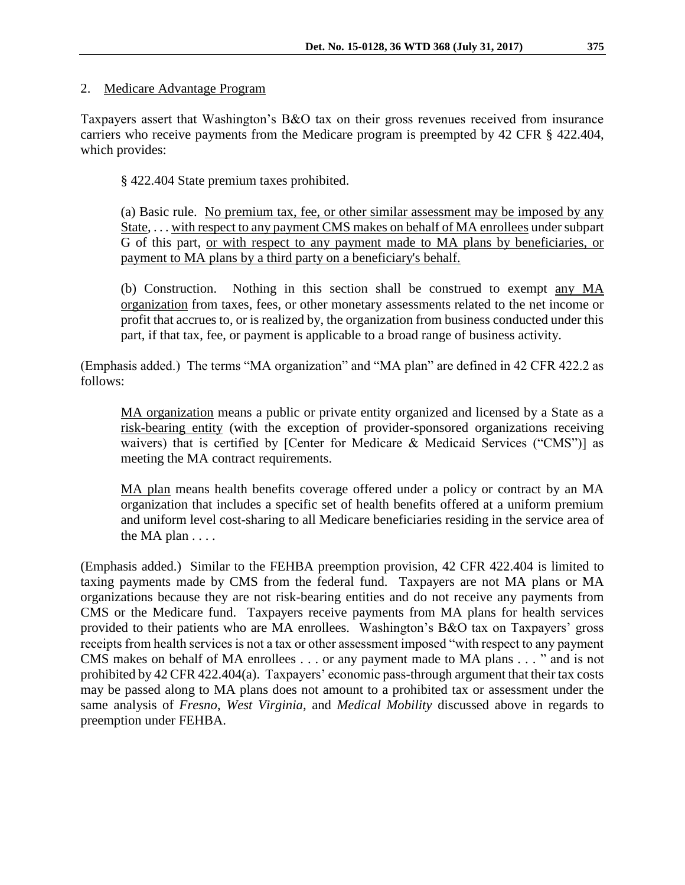2. Medicare Advantage Program

Taxpayers assert that Washington's B&O tax on their gross revenues received from insurance carriers who receive payments from the Medicare program is preempted by 42 CFR § 422.404, which provides:

> § 422.404 State premium taxes prohibited.
>
> (a) Basic rule. <u>No premium tax, fee, or other similar assessment may be imposed by any State</u>, . . . <u>with respect to any payment CMS makes on behalf of MA enrollees</u> under subpart G of this part, <u>or with respect to any payment made to MA plans by beneficiaries, or payment to MA plans by a third party on a beneficiary's behalf.</u>
>
> (b) Construction. Nothing in this section shall be construed to exempt <u>any MA organization</u> from taxes, fees, or other monetary assessments related to the net income or profit that accrues to, or is realized by, the organization from business conducted under this part, if that tax, fee, or payment is applicable to a broad range of business activity.

(Emphasis added.) The terms "MA organization" and "MA plan" are defined in 42 CFR 422.2 as follows:

> <u>MA organization</u> means a public or private entity organized and licensed by a State as a <u>risk-bearing entity</u> (with the exception of provider-sponsored organizations receiving waivers) that is certified by [Center for Medicare & Medicaid Services ("CMS")] as meeting the MA contract requirements.
>
> <u>MA plan</u> means health benefits coverage offered under a policy or contract by an MA organization that includes a specific set of health benefits offered at a uniform premium and uniform level cost-sharing to all Medicare beneficiaries residing in the service area of the MA plan . . . .

(Emphasis added.) Similar to the FEHBA preemption provision, 42 CFR 422.404 is limited to taxing payments made by CMS from the federal fund. Taxpayers are not MA plans or MA organizations because they are not risk-bearing entities and do not receive any payments from CMS or the Medicare fund. Taxpayers receive payments from MA plans for health services provided to their patients who are MA enrollees. Washington's B&O tax on Taxpayers' gross receipts from health services is not a tax or other assessment imposed "with respect to any payment CMS makes on behalf of MA enrollees . . . or any payment made to MA plans . . . " and is not prohibited by 42 CFR 422.404(a). Taxpayers' economic pass-through argument that their tax costs may be passed along to MA plans does not amount to a prohibited tax or assessment under the same analysis of *Fresno*, *West Virginia*, and *Medical Mobility* discussed above in regards to preemption under FEHBA.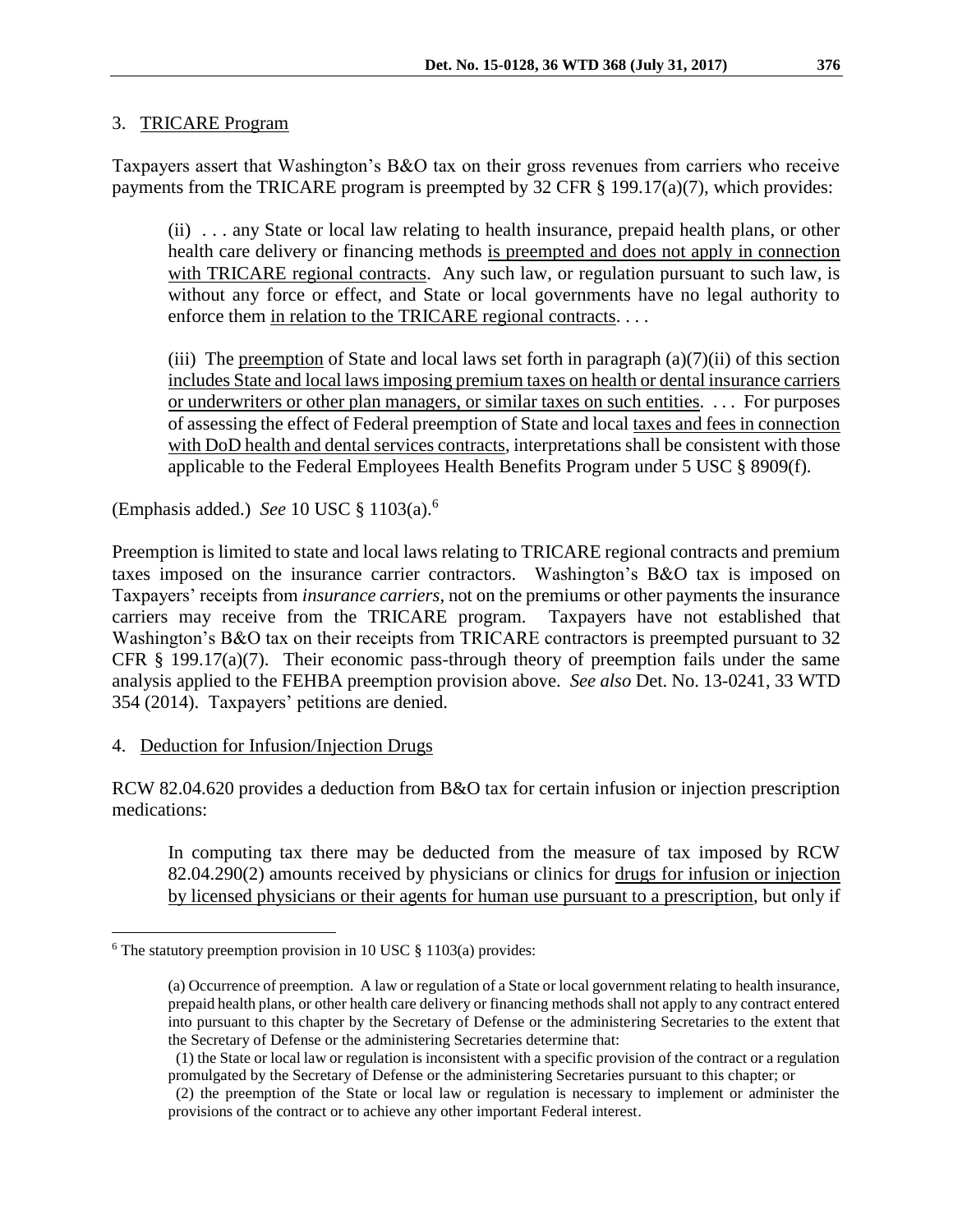3. <u>TRICARE Program</u>

Taxpayers assert that Washington's B&O tax on their gross revenues from carriers who receive payments from the TRICARE program is preempted by 32 CFR § 199.17(a)(7), which provides:

> (ii) . . . any State or local law relating to health insurance, prepaid health plans, or other health care delivery or financing methods <u>is preempted and does not apply in connection with TRICARE regional contracts</u>. Any such law, or regulation pursuant to such law, is without any force or effect, and State or local governments have no legal authority to enforce them <u>in relation to the TRICARE regional contracts</u>. . . .
>
> (iii) The <u>preemption</u> of State and local laws set forth in paragraph (a)(7)(ii) of this section <u>includes State and local laws imposing premium taxes on health or dental insurance carriers or underwriters or other plan managers, or similar taxes on such entities</u>. . . . For purposes of assessing the effect of Federal preemption of State and local <u>taxes and fees in connection with DoD health and dental services contracts</u>, interpretations shall be consistent with those applicable to the Federal Employees Health Benefits Program under 5 USC § 8909(f).

(Emphasis added.) *See* 10 USC § 1103(a).[6]

Preemption is limited to state and local laws relating to TRICARE regional contracts and premium taxes imposed on the insurance carrier contractors. Washington's B&O tax is imposed on Taxpayers' receipts from *insurance carriers*, not on the premiums or other payments the insurance carriers may receive from the TRICARE program. Taxpayers have not established that Washington's B&O tax on their receipts from TRICARE contractors is preempted pursuant to 32 CFR § 199.17(a)(7). Their economic pass-through theory of preemption fails under the same analysis applied to the FEHBA preemption provision above. *See also* Det. No. 13-0241, 33 WTD 354 (2014). Taxpayers' petitions are denied.

4. <u>Deduction for Infusion/Injection Drugs</u>

RCW 82.04.620 provides a deduction from B&O tax for certain infusion or injection prescription medications:

> In computing tax there may be deducted from the measure of tax imposed by RCW 82.04.290(2) amounts received by physicians or clinics for <u>drugs for infusion or injection by licensed physicians or their agents for human use pursuant to a prescription</u>, but only if

---

[6] The statutory preemption provision in 10 USC § 1103(a) provides:

> (a) Occurrence of preemption. A law or regulation of a State or local government relating to health insurance, prepaid health plans, or other health care delivery or financing methods shall not apply to any contract entered into pursuant to this chapter by the Secretary of Defense or the administering Secretaries to the extent that the Secretary of Defense or the administering Secretaries determine that:
>
> (1) the State or local law or regulation is inconsistent with a specific provision of the contract or a regulation promulgated by the Secretary of Defense or the administering Secretaries pursuant to this chapter; or
>
> (2) the preemption of the State or local law or regulation is necessary to implement or administer the provisions of the contract or to achieve any other important Federal interest.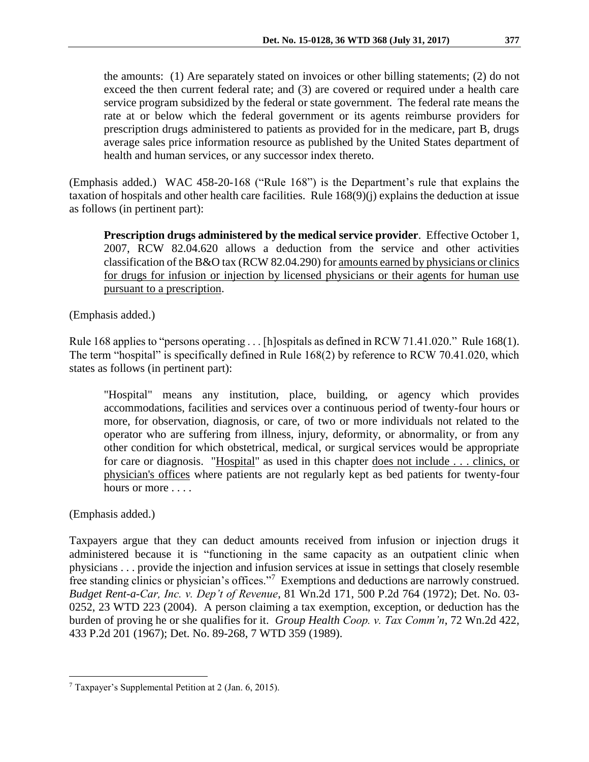> the amounts: (1) Are separately stated on invoices or other billing statements; (2) do not exceed the then current federal rate; and (3) are covered or required under a health care service program subsidized by the federal or state government. The federal rate means the rate at or below which the federal government or its agents reimburse providers for prescription drugs administered to patients as provided for in the medicare, part B, drugs average sales price information resource as published by the United States department of health and human services, or any successor index thereto.

(Emphasis added.) WAC 458-20-168 ("Rule 168") is the Department's rule that explains the taxation of hospitals and other health care facilities. Rule 168(9)(j) explains the deduction at issue as follows (in pertinent part):

> **Prescription drugs administered by the medical service provider**. Effective October 1, 2007, RCW 82.04.620 allows a deduction from the service and other activities classification of the B&O tax (RCW 82.04.290) for <u>amounts earned by physicians or clinics for drugs for infusion or injection by licensed physicians or their agents for human use pursuant to a prescription</u>.

(Emphasis added.)

Rule 168 applies to "persons operating . . . [h]ospitals as defined in RCW 71.41.020." Rule 168(1). The term "hospital" is specifically defined in Rule 168(2) by reference to RCW 70.41.020, which states as follows (in pertinent part):

> "Hospital" means any institution, place, building, or agency which provides accommodations, facilities and services over a continuous period of twenty-four hours or more, for observation, diagnosis, or care, of two or more individuals not related to the operator who are suffering from illness, injury, deformity, or abnormality, or from any other condition for which obstetrical, medical, or surgical services would be appropriate for care or diagnosis. "<u>Hospital</u>" as used in this chapter <u>does not include . . . clinics, or physician's offices</u> where patients are not regularly kept as bed patients for twenty-four hours or more . . . .

(Emphasis added.)

Taxpayers argue that they can deduct amounts received from infusion or injection drugs it administered because it is "functioning in the same capacity as an outpatient clinic when physicians . . . provide the injection and infusion services at issue in settings that closely resemble free standing clinics or physician's offices."[7] Exemptions and deductions are narrowly construed. *Budget Rent-a-Car, Inc. v. Dep't of Revenue*, 81 Wn.2d 171, 500 P.2d 764 (1972); Det. No. 03-0252, 23 WTD 223 (2004). A person claiming a tax exemption, exception, or deduction has the burden of proving he or she qualifies for it. *Group Health Coop. v. Tax Comm'n*, 72 Wn.2d 422, 433 P.2d 201 (1967); Det. No. 89-268, 7 WTD 359 (1989).

---

[7] Taxpayer's Supplemental Petition at 2 (Jan. 6, 2015).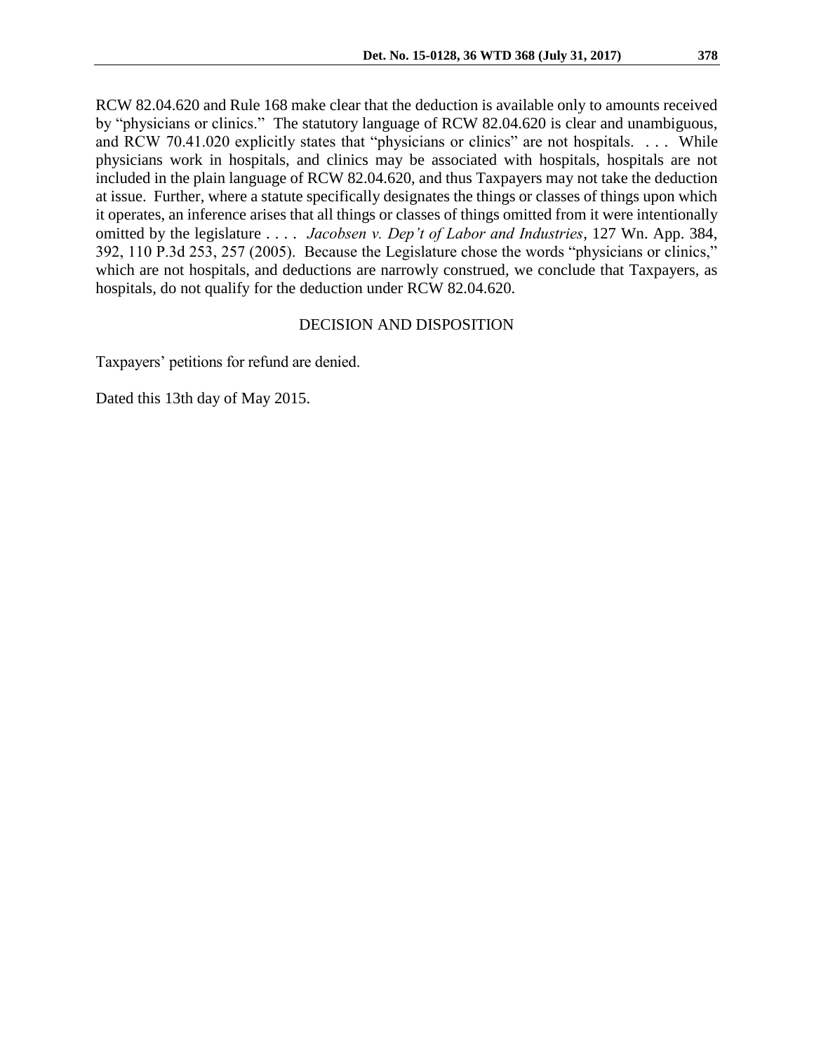RCW 82.04.620 and Rule 168 make clear that the deduction is available only to amounts received by "physicians or clinics." The statutory language of RCW 82.04.620 is clear and unambiguous, and RCW 70.41.020 explicitly states that "physicians or clinics" are not hospitals. . . . While physicians work in hospitals, and clinics may be associated with hospitals, hospitals are not included in the plain language of RCW 82.04.620, and thus Taxpayers may not take the deduction at issue. Further, where a statute specifically designates the things or classes of things upon which it operates, an inference arises that all things or classes of things omitted from it were intentionally omitted by the legislature . . . . *Jacobsen v. Dep't of Labor and Industries*, 127 Wn. App. 384, 392, 110 P.3d 253, 257 (2005). Because the Legislature chose the words "physicians or clinics," which are not hospitals, and deductions are narrowly construed, we conclude that Taxpayers, as hospitals, do not qualify for the deduction under RCW 82.04.620.

## DECISION AND DISPOSITION

Taxpayers' petitions for refund are denied.

Dated this 13th day of May 2015.